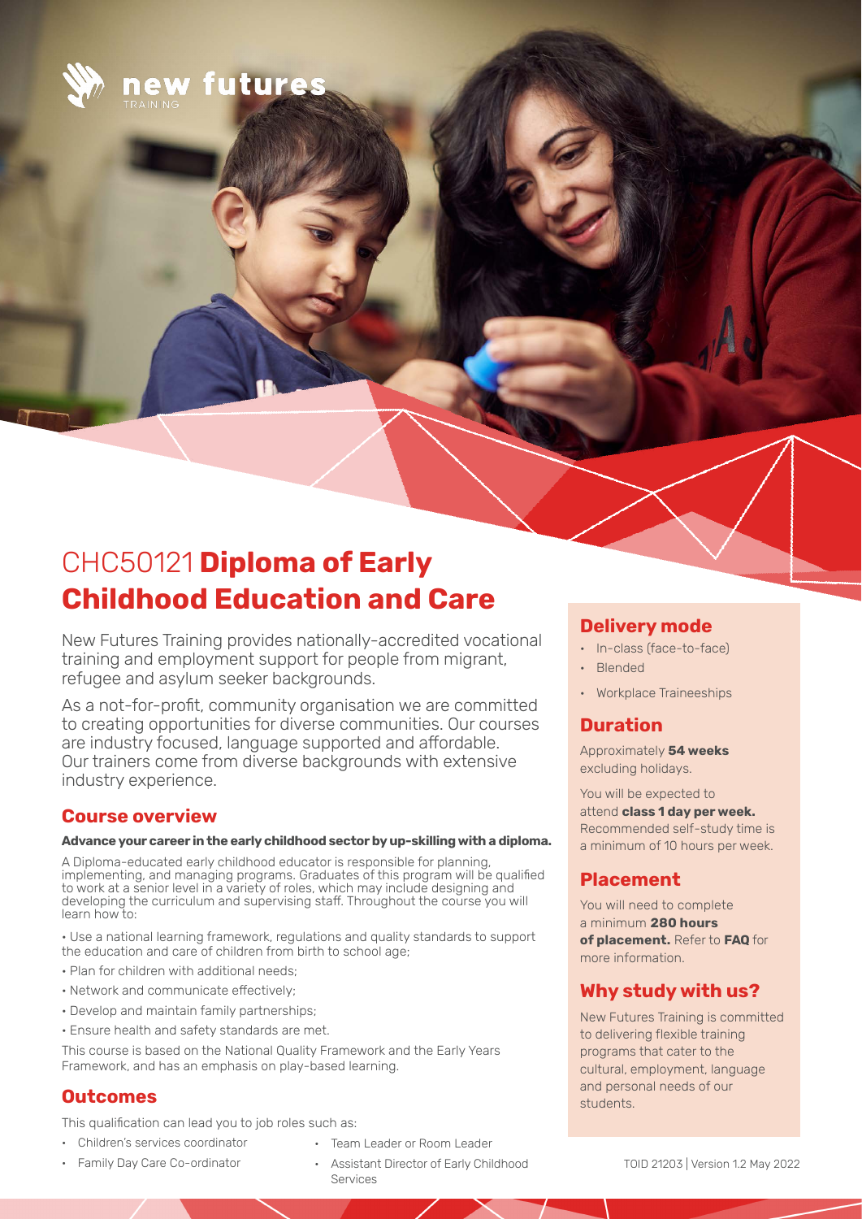new futures TRAINING

# CHC50121 **Diploma of Early Childhood Education and Care**

New Futures Training provides nationally-accredited vocational training and employment support for people from migrant, refugee and asylum seeker backgrounds.

As a not-for-profit, community organisation we are committed to creating opportunities for diverse communities. Our courses are industry focused, language supported and affordable. Our trainers come from diverse backgrounds with extensive industry experience.

## Course overview

**Advance your career in the early childhood sector by up-skilling with a diploma.**

A Diploma-educated early childhood educator is responsible for planning, implementing, and managing programs. Graduates of this program will be qualified to work at a senior level in a variety of roles, which may include designing and developing the curriculum and supervising staff. Throughout the course you will learn how to:

- Use a national learning framework, regulations and quality standards to support the education and care of children from birth to school age;
- Plan for children with additional needs;
- Network and communicate effectively;
- Develop and maintain family partnerships;
- Ensure health and safety standards are met.

This course is based on the National Quality Framework and the Early Years Framework, and has an emphasis on play-based learning.

## Outcomes

This qualification can lead you to job roles such as:

- Children's services coordinator
- Family Day Care Co-ordinator
- Team Leader or Room Leader
- Assistant Director of Early Childhood Services

## Delivery mode

- In-class (face-to-face)
- Blended
- Workplace Traineeships

## Duration

Approximately **54 weeks** excluding holidays.

You will be expected to attend **class 1 day per week.** Recommended self-study time is a minimum of 10 hours per week.

## Placement

You will need to complete a minimum **280 hours of placement.** Refer to **FAQ** for more information.

## Why study with us?

New Futures Training is committed to delivering flexible training programs that cater to the cultural, employment, language and personal needs of our students.

TOID 21203 | Version 1.2 May 2022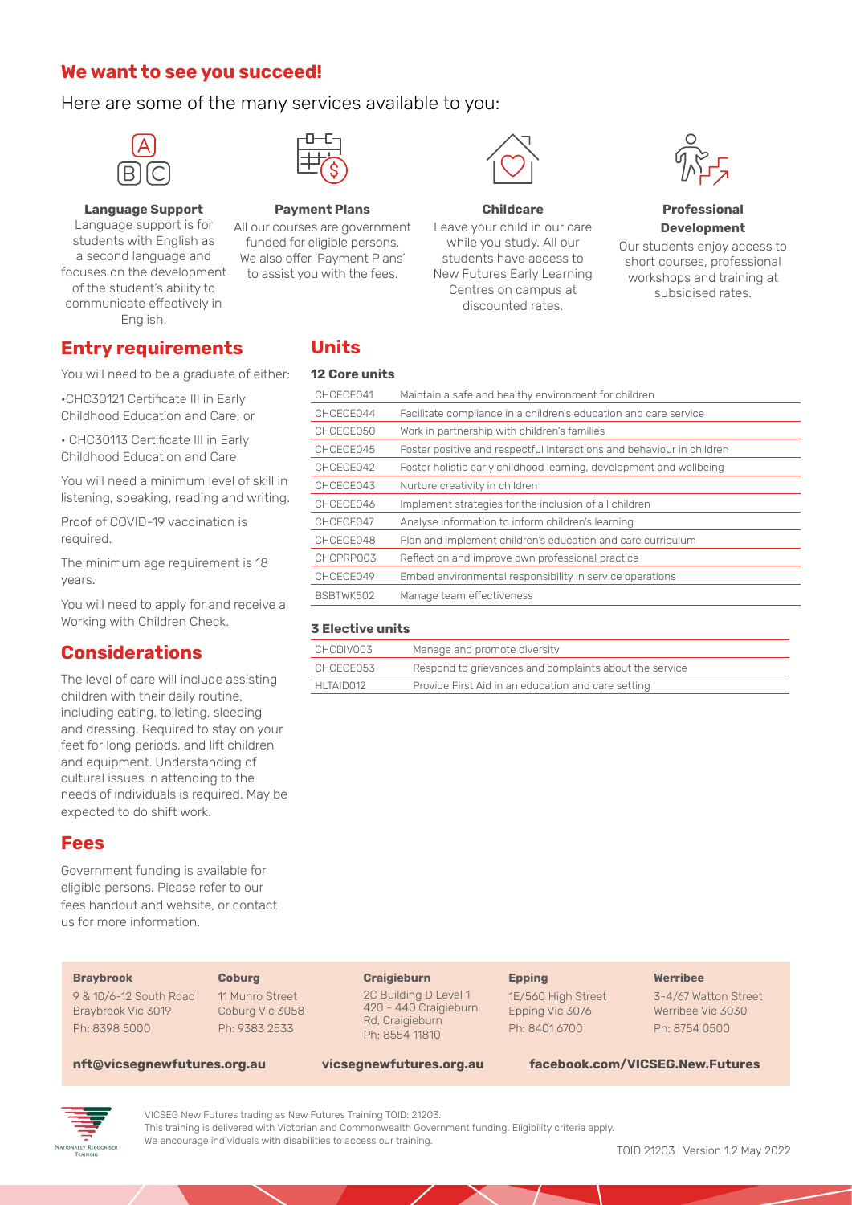## We want to see you succeed!

Here are some of the many services available to you:

**Language Support**

Language support is for students with English as a second language and focuses on the development of the student's ability to communicate effectively in English.

**Payment Plans**

All our courses are government funded for eligible persons. We also offer 'Payment Plans' to assist you with the fees.

**Childcare**

Leave your child in our care while you study. All our students have access to New Futures Early Learning Centres on campus at discounted rates.

**Professional Development**

Our students enjoy access to short courses, professional workshops and training at subsidised rates.

## Entry requirements

You will need to be a graduate of either:

- CHC30121 Certificate III in Early Childhood Education and Care; or
- CHC30113 Certificate III in Early Childhood Education and Care

You will need a minimum level of skill in listening, speaking, reading and writing.

Proof of COVID-19 vaccination is required.

The minimum age requirement is 18 years.

You will need to apply for and receive a Working with Children Check.

## Considerations

The level of care will include assisting children with their daily routine, including eating, toileting, sleeping and dressing. Required to stay on your feet for long periods, and lift children and equipment. Understanding of cultural issues in attending to the needs of individuals is required. May be expected to do shift work.

## Fees

Government funding is available for eligible persons. Please refer to our fees handout and website, or contact us for more information.

## Units

**12 Core units**

| | |
|---|---|
| CHCECE041 | Maintain a safe and healthy environment for children |
| CHCECE044 | Facilitate compliance in a children's education and care service |
| CHCECE050 | Work in partnership with children's families |
| CHCECE045 | Foster positive and respectful interactions and behaviour in children |
| CHCECE042 | Foster holistic early childhood learning, development and wellbeing |
| CHCECE043 | Nurture creativity in children |
| CHCECE046 | Implement strategies for the inclusion of all children |
| CHCECE047 | Analyse information to inform children's learning |
| CHCECE048 | Plan and implement children's education and care curriculum |
| CHCPRP003 | Reflect on and improve own professional practice |
| CHCECE049 | Embed environmental responsibility in service operations |
| BSBTWK502 | Manage team effectiveness |

**3 Elective units**

| | |
|---|---|
| CHCDIV003 | Manage and promote diversity |
| CHCECE053 | Respond to grievances and complaints about the service |
| HLTAID012 | Provide First Aid in an education and care setting |

**Braybrook**
9 & 10/6-12 South Road
Braybrook Vic 3019
Ph: 8398 5000

**Coburg**
11 Munro Street
Coburg Vic 3058
Ph: 9383 2533

**Craigieburn**
2C Building D Level 1
420 - 440 Craigieburn Rd, Craigieburn
Ph: 8554 11810

**Epping**
1E/560 High Street
Epping Vic 3076
Ph: 8401 6700

**Werribee**
3-4/67 Watton Street
Werribee Vic 3030
Ph: 8754 0500

**nft@vicsegnewfutures.org.au** **vicsegnewfutures.org.au** **facebook.com/VICSEG.New.Futures**

NATIONALLY RECOGNISED TRAINING

VICSEG New Futures trading as New Futures Training TOID: 21203.
This training is delivered with Victorian and Commonwealth Government funding. Eligibility criteria apply.
We encourage individuals with disabilities to access our training.

TOID 21203 | Version 1.2 May 2022